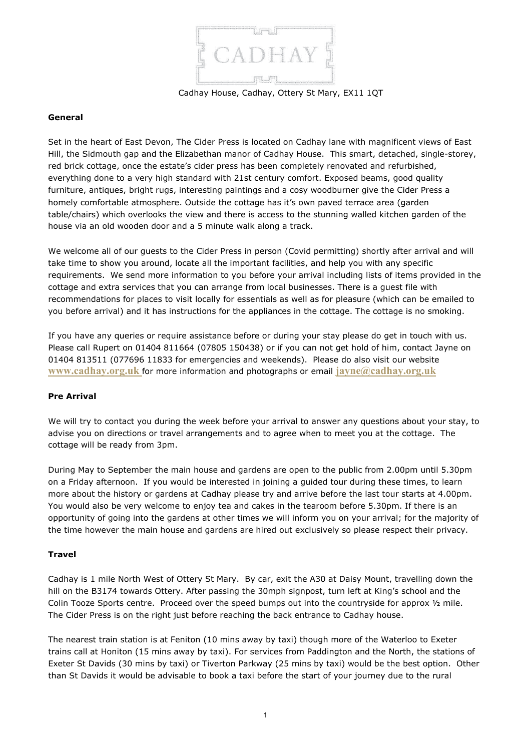CADHAY

Cadhay House, Cadhay, Ottery St Mary, EX11 1QT

**General**

Set in the heart of East Devon, The Cider Press is located on Cadhay lane with magnificent views of East Hill, the Sidmouth gap and the Elizabethan manor of Cadhay House. This smart, detached, single-storey, red brick cottage, once the estate's cider press has been completely renovated and refurbished, everything done to a very high standard with 21st century comfort. Exposed beams, good quality furniture, antiques, bright rugs, interesting paintings and a cosy woodburner give the Cider Press a homely comfortable atmosphere. Outside the cottage has it's own paved terrace area (garden table/chairs) which overlooks the view and there is access to the stunning walled kitchen garden of the house via an old wooden door and a 5 minute walk along a track.

We welcome all of our guests to the Cider Press in person (Covid permitting) shortly after arrival and will take time to show you around, locate all the important facilities, and help you with any specific requirements. We send more information to you before your arrival including lists of items provided in the cottage and extra services that you can arrange from local businesses. There is a guest file with recommendations for places to visit locally for essentials as well as for pleasure (which can be emailed to you before arrival) and it has instructions for the appliances in the cottage. The cottage is no smoking.

If you have any queries or require assistance before or during your stay please do get in touch with us. Please call Rupert on 01404 811664 (07805 150438) or if you can not get hold of him, contact Jayne on 01404 813511 (077696 11833 for emergencies and weekends). Please do also visit our website **www.cadhay.org.uk** for more information and photographs or email **jayne@cadhay.org.uk**

**Pre Arrival**

We will try to contact you during the week before your arrival to answer any questions about your stay, to advise you on directions or travel arrangements and to agree when to meet you at the cottage. The cottage will be ready from 3pm.

During May to September the main house and gardens are open to the public from 2.00pm until 5.30pm on a Friday afternoon. If you would be interested in joining a guided tour during these times, to learn more about the history or gardens at Cadhay please try and arrive before the last tour starts at 4.00pm. You would also be very welcome to enjoy tea and cakes in the tearoom before 5.30pm. If there is an opportunity of going into the gardens at other times we will inform you on your arrival; for the majority of the time however the main house and gardens are hired out exclusively so please respect their privacy.

**Travel**

Cadhay is 1 mile North West of Ottery St Mary. By car, exit the A30 at Daisy Mount, travelling down the hill on the B3174 towards Ottery. After passing the 30mph signpost, turn left at King's school and the Colin Tooze Sports centre. Proceed over the speed bumps out into the countryside for approx ½ mile. The Cider Press is on the right just before reaching the back entrance to Cadhay house.

The nearest train station is at Feniton (10 mins away by taxi) though more of the Waterloo to Exeter trains call at Honiton (15 mins away by taxi). For services from Paddington and the North, the stations of Exeter St Davids (30 mins by taxi) or Tiverton Parkway (25 mins by taxi) would be the best option. Other than St Davids it would be advisable to book a taxi before the start of your journey due to the rural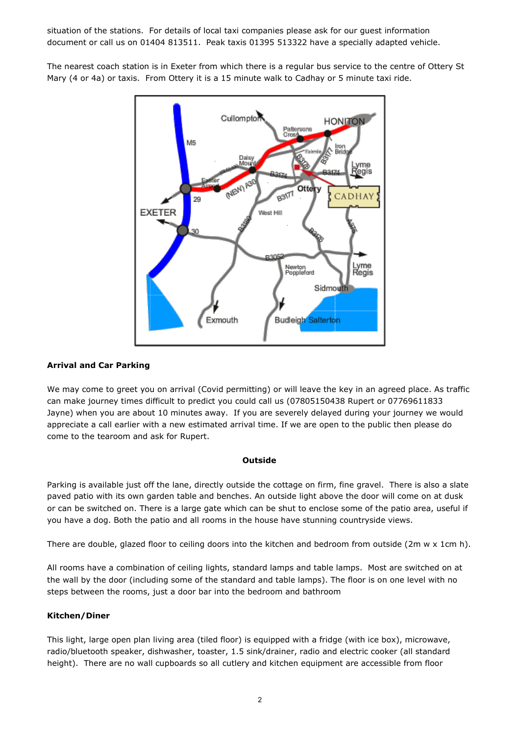situation of the stations. For details of local taxi companies please ask for our guest information document or call us on 01404 813511. Peak taxis 01395 513322 have a specially adapted vehicle.

The nearest coach station is in Exeter from which there is a regular bus service to the centre of Ottery St Mary (4 or 4a) or taxis. From Ottery it is a 15 minute walk to Cadhay or 5 minute taxi ride.

**Arrival and Car Parking**

We may come to greet you on arrival (Covid permitting) or will leave the key in an agreed place. As traffic can make journey times difficult to predict you could call us (07805150438 Rupert or 07769611833 Jayne) when you are about 10 minutes away. If you are severely delayed during your journey we would appreciate a call earlier with a new estimated arrival time. If we are open to the public then please do come to the tearoom and ask for Rupert.

**Outside**

Parking is available just off the lane, directly outside the cottage on firm, fine gravel. There is also a slate paved patio with its own garden table and benches. An outside light above the door will come on at dusk or can be switched on. There is a large gate which can be shut to enclose some of the patio area, useful if you have a dog. Both the patio and all rooms in the house have stunning countryside views.

There are double, glazed floor to ceiling doors into the kitchen and bedroom from outside (2m w x 1cm h).

All rooms have a combination of ceiling lights, standard lamps and table lamps. Most are switched on at the wall by the door (including some of the standard and table lamps). The floor is on one level with no steps between the rooms, just a door bar into the bedroom and bathroom

**Kitchen/Diner**

This light, large open plan living area (tiled floor) is equipped with a fridge (with ice box), microwave, radio/bluetooth speaker, dishwasher, toaster, 1.5 sink/drainer, radio and electric cooker (all standard height). There are no wall cupboards so all cutlery and kitchen equipment are accessible from floor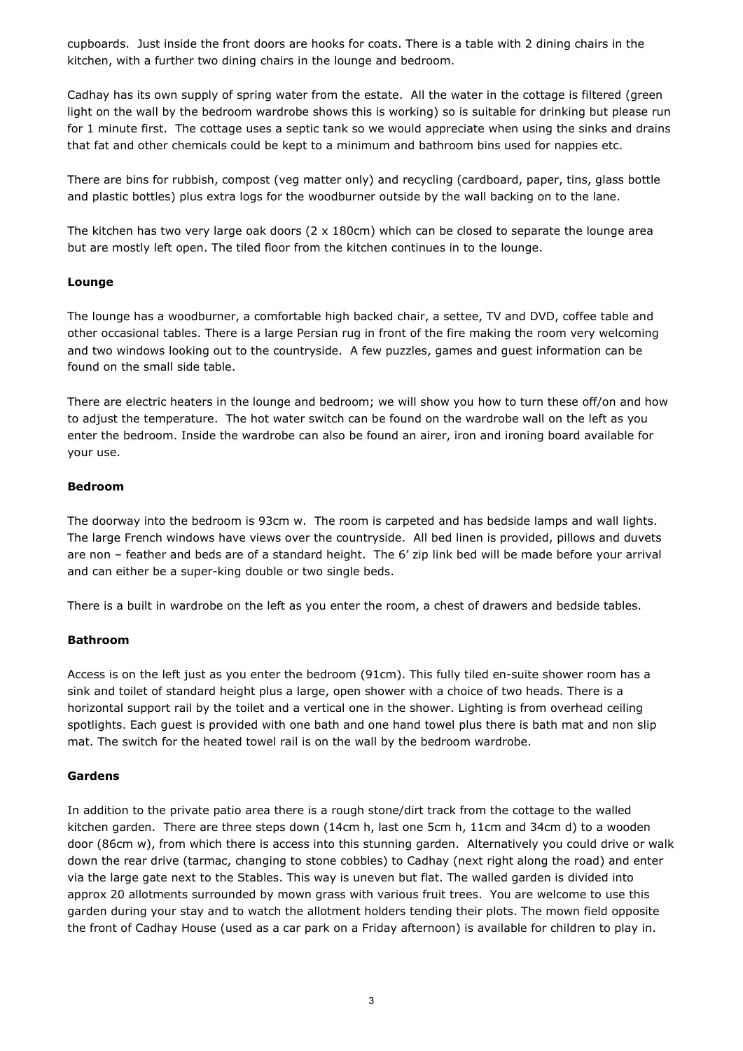cupboards. Just inside the front doors are hooks for coats. There is a table with 2 dining chairs in the kitchen, with a further two dining chairs in the lounge and bedroom.

Cadhay has its own supply of spring water from the estate. All the water in the cottage is filtered (green light on the wall by the bedroom wardrobe shows this is working) so is suitable for drinking but please run for 1 minute first. The cottage uses a septic tank so we would appreciate when using the sinks and drains that fat and other chemicals could be kept to a minimum and bathroom bins used for nappies etc.

There are bins for rubbish, compost (veg matter only) and recycling (cardboard, paper, tins, glass bottle and plastic bottles) plus extra logs for the woodburner outside by the wall backing on to the lane.

The kitchen has two very large oak doors (2 x 180cm) which can be closed to separate the lounge area but are mostly left open. The tiled floor from the kitchen continues in to the lounge.

**Lounge**

The lounge has a woodburner, a comfortable high backed chair, a settee, TV and DVD, coffee table and other occasional tables. There is a large Persian rug in front of the fire making the room very welcoming and two windows looking out to the countryside. A few puzzles, games and guest information can be found on the small side table.

There are electric heaters in the lounge and bedroom; we will show you how to turn these off/on and how to adjust the temperature. The hot water switch can be found on the wardrobe wall on the left as you enter the bedroom. Inside the wardrobe can also be found an airer, iron and ironing board available for your use.

**Bedroom**

The doorway into the bedroom is 93cm w. The room is carpeted and has bedside lamps and wall lights. The large French windows have views over the countryside. All bed linen is provided, pillows and duvets are non – feather and beds are of a standard height. The 6' zip link bed will be made before your arrival and can either be a super-king double or two single beds.

There is a built in wardrobe on the left as you enter the room, a chest of drawers and bedside tables.

**Bathroom**

Access is on the left just as you enter the bedroom (91cm). This fully tiled en-suite shower room has a sink and toilet of standard height plus a large, open shower with a choice of two heads. There is a horizontal support rail by the toilet and a vertical one in the shower. Lighting is from overhead ceiling spotlights. Each guest is provided with one bath and one hand towel plus there is bath mat and non slip mat. The switch for the heated towel rail is on the wall by the bedroom wardrobe.

**Gardens**

In addition to the private patio area there is a rough stone/dirt track from the cottage to the walled kitchen garden. There are three steps down (14cm h, last one 5cm h, 11cm and 34cm d) to a wooden door (86cm w), from which there is access into this stunning garden. Alternatively you could drive or walk down the rear drive (tarmac, changing to stone cobbles) to Cadhay (next right along the road) and enter via the large gate next to the Stables. This way is uneven but flat. The walled garden is divided into approx 20 allotments surrounded by mown grass with various fruit trees. You are welcome to use this garden during your stay and to watch the allotment holders tending their plots. The mown field opposite the front of Cadhay House (used as a car park on a Friday afternoon) is available for children to play in.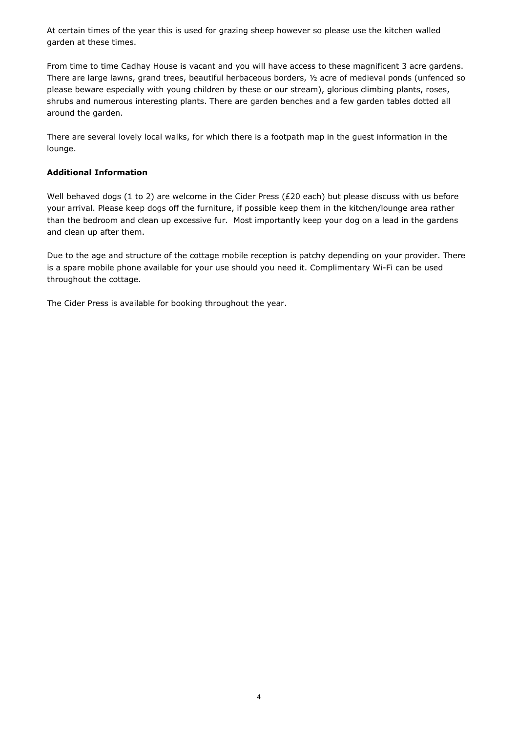At certain times of the year this is used for grazing sheep however so please use the kitchen walled garden at these times.

From time to time Cadhay House is vacant and you will have access to these magnificent 3 acre gardens. There are large lawns, grand trees, beautiful herbaceous borders, ½ acre of medieval ponds (unfenced so please beware especially with young children by these or our stream), glorious climbing plants, roses, shrubs and numerous interesting plants. There are garden benches and a few garden tables dotted all around the garden.

There are several lovely local walks, for which there is a footpath map in the guest information in the lounge.

**Additional Information**

Well behaved dogs (1 to 2) are welcome in the Cider Press (£20 each) but please discuss with us before your arrival. Please keep dogs off the furniture, if possible keep them in the kitchen/lounge area rather than the bedroom and clean up excessive fur. Most importantly keep your dog on a lead in the gardens and clean up after them.

Due to the age and structure of the cottage mobile reception is patchy depending on your provider. There is a spare mobile phone available for your use should you need it. Complimentary Wi-Fi can be used throughout the cottage.

The Cider Press is available for booking throughout the year.